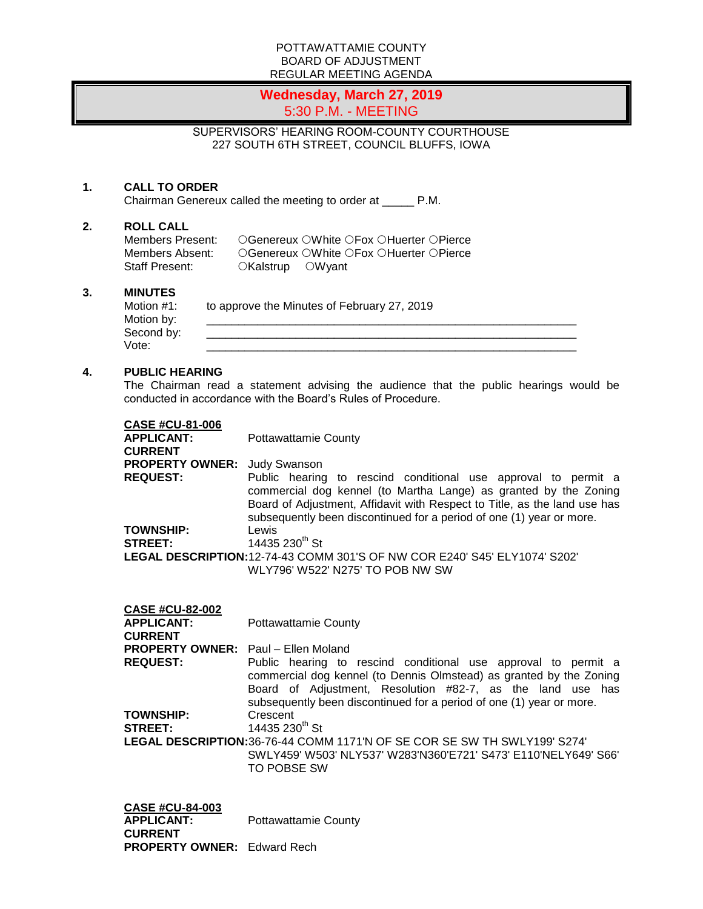POTTAWATTAMIE COUNTY
BOARD OF ADJUSTMENT
REGULAR MEETING AGENDA

**Wednesday, March 27, 2019**
**5:30 P.M. - MEETING**

SUPERVISORS' HEARING ROOM-COUNTY COURTHOUSE
227 SOUTH 6TH STREET, COUNCIL BLUFFS, IOWA

**1. CALL TO ORDER**

Chairman Genereux called the meeting to order at _____ P.M.

**2. ROLL CALL**

Members Present: ○Genereux ○White ○Fox ○Huerter ○Pierce
Members Absent: ○Genereux ○White ○Fox ○Huerter ○Pierce
Staff Present: ○Kalstrup ○Wyant

**3. MINUTES**

Motion #1: to approve the Minutes of February 27, 2019
Motion by: ____________________________________________
Second by: ____________________________________________
Vote: ____________________________________________

**4. PUBLIC HEARING**

The Chairman read a statement advising the audience that the public hearings would be conducted in accordance with the Board's Rules of Procedure.

**CASE #CU-81-006**
**APPLICANT:** Pottawattamie County
**CURRENT PROPERTY OWNER:** Judy Swanson
**REQUEST:** Public hearing to rescind conditional use approval to permit a commercial dog kennel (to Martha Lange) as granted by the Zoning Board of Adjustment, Affidavit with Respect to Title, as the land use has subsequently been discontinued for a period of one (1) year or more.
**TOWNSHIP:** Lewis
**STREET:** 14435 230th St
**LEGAL DESCRIPTION:** 12-74-43 COMM 301'S OF NW COR E240' S45' ELY1074' S202' WLY796' W522' N275' TO POB NW SW

**CASE #CU-82-002**
**APPLICANT:** Pottawattamie County
**CURRENT PROPERTY OWNER:** Paul – Ellen Moland
**REQUEST:** Public hearing to rescind conditional use approval to permit a commercial dog kennel (to Dennis Olmstead) as granted by the Zoning Board of Adjustment, Resolution #82-7, as the land use has subsequently been discontinued for a period of one (1) year or more.
**TOWNSHIP:** Crescent
**STREET:** 14435 230th St
**LEGAL DESCRIPTION:** 36-76-44 COMM 1171'N OF SE COR SE SW TH SWLY199' S274' SWLY459' W503' NLY537' W283'N360'E721' S473' E110'NELY649' S66' TO POBSE SW

**CASE #CU-84-003**
**APPLICANT:** Pottawattamie County
**CURRENT PROPERTY OWNER:** Edward Rech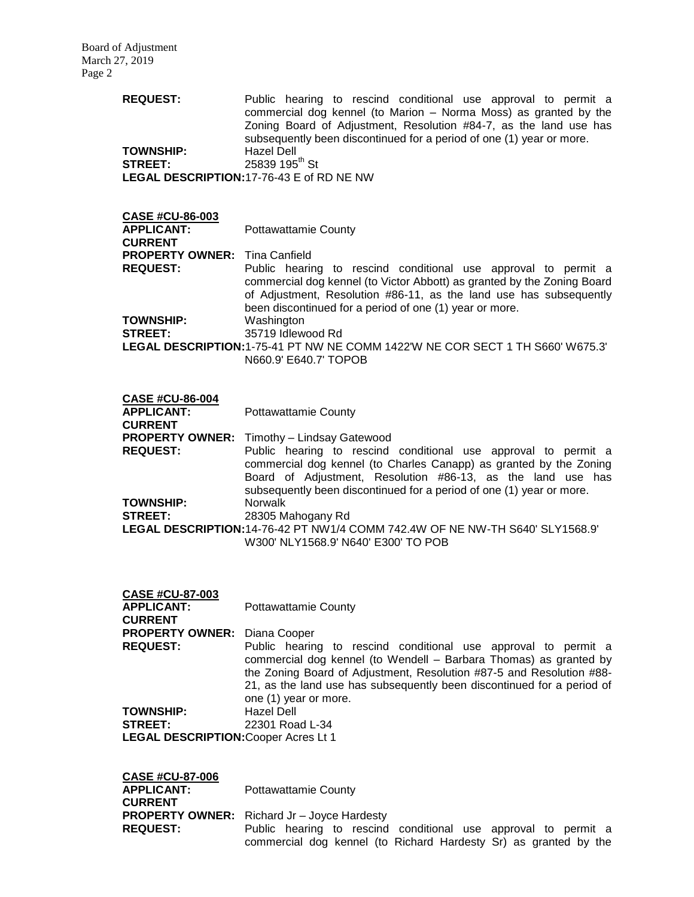**REQUEST:** Public hearing to rescind conditional use approval to permit a commercial dog kennel (to Marion – Norma Moss) as granted by the Zoning Board of Adjustment, Resolution #84-7, as the land use has subsequently been discontinued for a period of one (1) year or more.
**TOWNSHIP:** Hazel Dell
**STREET:** 25839 195th St
**LEGAL DESCRIPTION:** 17-76-43 E of RD NE NW

**CASE #CU-86-003**
**APPLICANT:** Pottawattamie County
**CURRENT PROPERTY OWNER:** Tina Canfield
**REQUEST:** Public hearing to rescind conditional use approval to permit a commercial dog kennel (to Victor Abbott) as granted by the Zoning Board of Adjustment, Resolution #86-11, as the land use has subsequently been discontinued for a period of one (1) year or more.
**TOWNSHIP:** Washington
**STREET:** 35719 Idlewood Rd
**LEGAL DESCRIPTION:** 1-75-41 PT NW NE COMM 1422'W NE COR SECT 1 TH S660' W675.3' N660.9' E640.7' TOPOB

**CASE #CU-86-004**
**APPLICANT:** Pottawattamie County
**CURRENT PROPERTY OWNER:** Timothy – Lindsay Gatewood
**REQUEST:** Public hearing to rescind conditional use approval to permit a commercial dog kennel (to Charles Canapp) as granted by the Zoning Board of Adjustment, Resolution #86-13, as the land use has subsequently been discontinued for a period of one (1) year or more.
**TOWNSHIP:** Norwalk
**STREET:** 28305 Mahogany Rd
**LEGAL DESCRIPTION:** 14-76-42 PT NW1/4 COMM 742.4W OF NE NW-TH S640' SLY1568.9' W300' NLY1568.9' N640' E300' TO POB

**CASE #CU-87-003**
**APPLICANT:** Pottawattamie County
**CURRENT PROPERTY OWNER:** Diana Cooper
**REQUEST:** Public hearing to rescind conditional use approval to permit a commercial dog kennel (to Wendell – Barbara Thomas) as granted by the Zoning Board of Adjustment, Resolution #87-5 and Resolution #88-21, as the land use has subsequently been discontinued for a period of one (1) year or more.
**TOWNSHIP:** Hazel Dell
**STREET:** 22301 Road L-34
**LEGAL DESCRIPTION:** Cooper Acres Lt 1

**CASE #CU-87-006**
**APPLICANT:** Pottawattamie County
**CURRENT PROPERTY OWNER:** Richard Jr – Joyce Hardesty
**REQUEST:** Public hearing to rescind conditional use approval to permit a commercial dog kennel (to Richard Hardesty Sr) as granted by the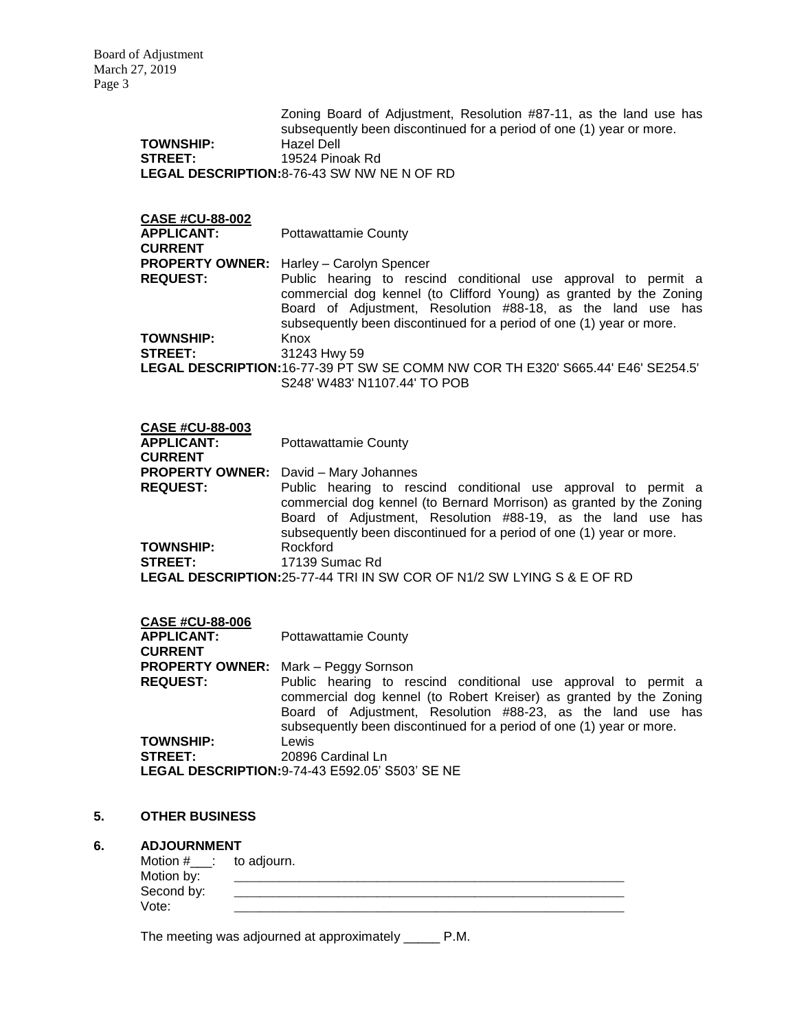Zoning Board of Adjustment, Resolution #87-11, as the land use has subsequently been discontinued for a period of one (1) year or more.

**TOWNSHIP:** Hazel Dell
**STREET:** 19524 Pinoak Rd
**LEGAL DESCRIPTION:** 8-76-43 SW NW NE N OF RD

**CASE #CU-88-002**
**APPLICANT:** Pottawattamie County
**CURRENT PROPERTY OWNER:** Harley – Carolyn Spencer
**REQUEST:** Public hearing to rescind conditional use approval to permit a commercial dog kennel (to Clifford Young) as granted by the Zoning Board of Adjustment, Resolution #88-18, as the land use has subsequently been discontinued for a period of one (1) year or more.
**TOWNSHIP:** Knox
**STREET:** 31243 Hwy 59
**LEGAL DESCRIPTION:** 16-77-39 PT SW SE COMM NW COR TH E320' S665.44' E46' SE254.5' S248' W483' N1107.44' TO POB

**CASE #CU-88-003**
**APPLICANT:** Pottawattamie County
**CURRENT PROPERTY OWNER:** David – Mary Johannes
**REQUEST:** Public hearing to rescind conditional use approval to permit a commercial dog kennel (to Bernard Morrison) as granted by the Zoning Board of Adjustment, Resolution #88-19, as the land use has subsequently been discontinued for a period of one (1) year or more.
**TOWNSHIP:** Rockford
**STREET:** 17139 Sumac Rd
**LEGAL DESCRIPTION:** 25-77-44 TRI IN SW COR OF N1/2 SW LYING S & E OF RD

**CASE #CU-88-006**
**APPLICANT:** Pottawattamie County
**CURRENT PROPERTY OWNER:** Mark – Peggy Sornson
**REQUEST:** Public hearing to rescind conditional use approval to permit a commercial dog kennel (to Robert Kreiser) as granted by the Zoning Board of Adjustment, Resolution #88-23, as the land use has subsequently been discontinued for a period of one (1) year or more.
**TOWNSHIP:** Lewis
**STREET:** 20896 Cardinal Ln
**LEGAL DESCRIPTION:** 9-74-43 E592.05' S503' SE NE

## 5. OTHER BUSINESS

## 6. ADJOURNMENT

Motion #___: to adjourn.
Motion by: ______________________________________________
Second by: ______________________________________________
Vote: ______________________________________________

The meeting was adjourned at approximately _____ P.M.